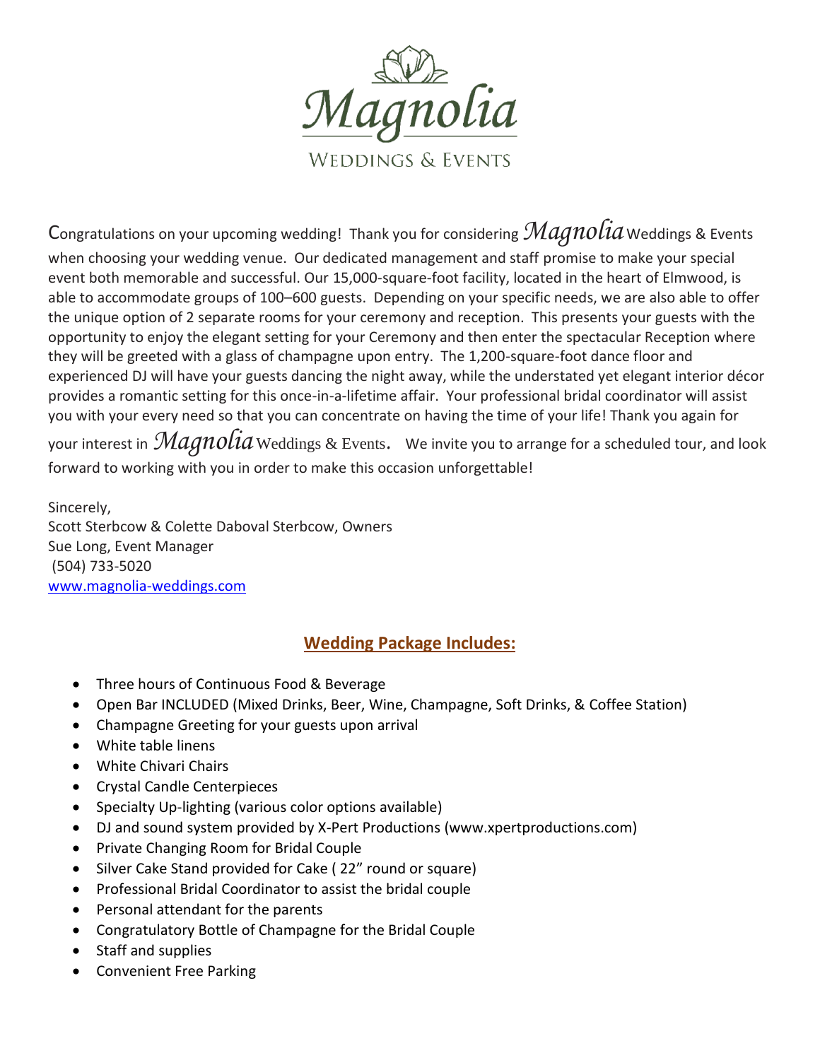# Magnolia

WEDDINGS & EVENTS

Congratulations on your upcoming wedding! Thank you for considering *Magnolia* Weddings & Events when choosing your wedding venue. Our dedicated management and staff promise to make your special event both memorable and successful. Our 15,000-square-foot facility, located in the heart of Elmwood, is able to accommodate groups of 100–600 guests. Depending on your specific needs, we are also able to offer the unique option of 2 separate rooms for your ceremony and reception. This presents your guests with the opportunity to enjoy the elegant setting for your Ceremony and then enter the spectacular Reception where they will be greeted with a glass of champagne upon entry. The 1,200-square-foot dance floor and experienced DJ will have your guests dancing the night away, while the understated yet elegant interior décor provides a romantic setting for this once-in-a-lifetime affair. Your professional bridal coordinator will assist you with your every need so that you can concentrate on having the time of your life! Thank you again for your interest in *Magnolia* Weddings & Events. We invite you to arrange for a scheduled tour, and look forward to working with you in order to make this occasion unforgettable!

Sincerely,
Scott Sterbcow & Colette Daboval Sterbcow, Owners
Sue Long, Event Manager
(504) 733-5020
www.magnolia-weddings.com

## Wedding Package Includes:

- Three hours of Continuous Food & Beverage
- Open Bar INCLUDED (Mixed Drinks, Beer, Wine, Champagne, Soft Drinks, & Coffee Station)
- Champagne Greeting for your guests upon arrival
- White table linens
- White Chivari Chairs
- Crystal Candle Centerpieces
- Specialty Up-lighting (various color options available)
- DJ and sound system provided by X-Pert Productions (www.xpertproductions.com)
- Private Changing Room for Bridal Couple
- Silver Cake Stand provided for Cake ( 22" round or square)
- Professional Bridal Coordinator to assist the bridal couple
- Personal attendant for the parents
- Congratulatory Bottle of Champagne for the Bridal Couple
- Staff and supplies
- Convenient Free Parking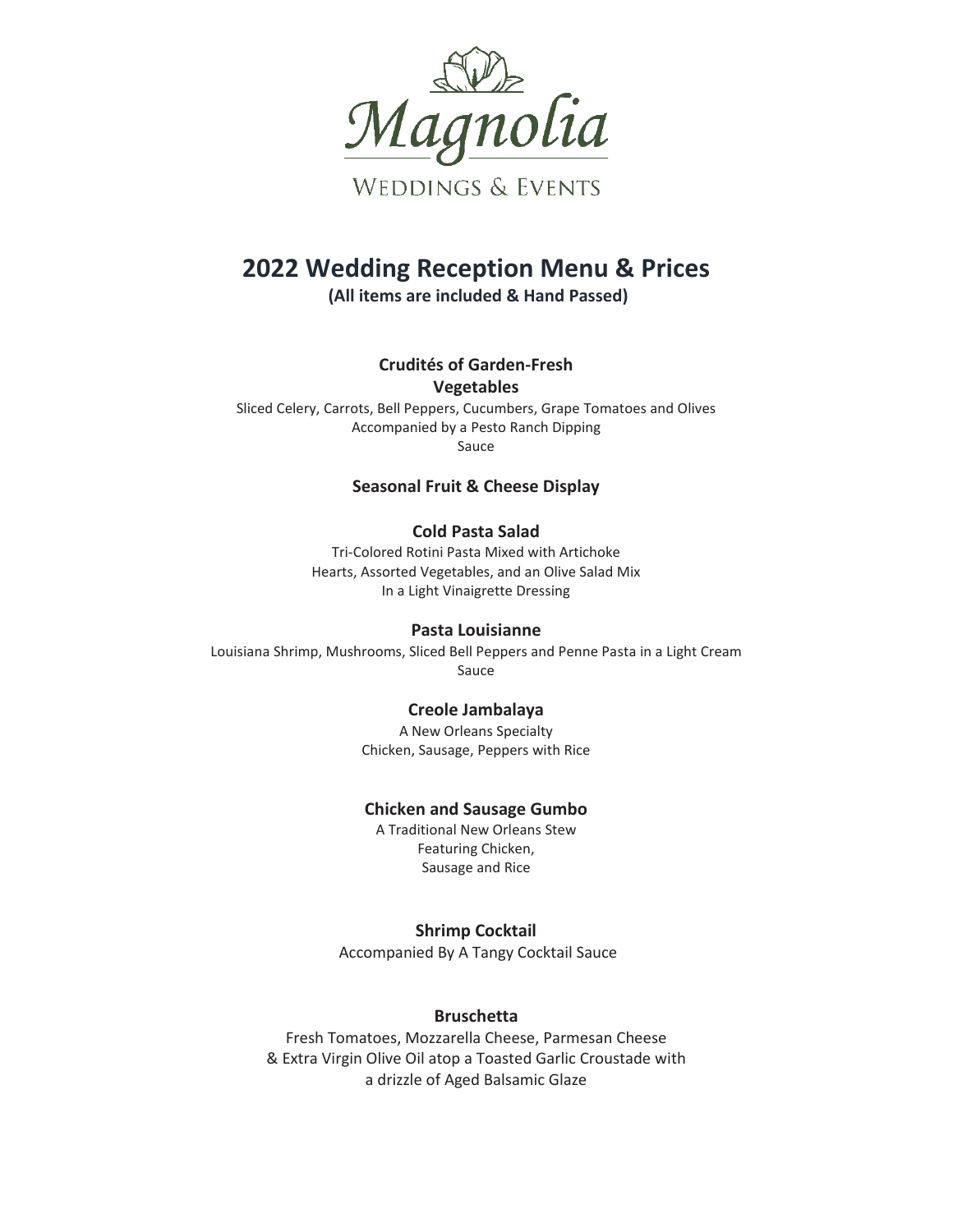Magnolia

WEDDINGS & EVENTS

# 2022 Wedding Reception Menu & Prices

**(All items are included & Hand Passed)**

### Crudités of Garden-Fresh Vegetables

Sliced Celery, Carrots, Bell Peppers, Cucumbers, Grape Tomatoes and Olives
Accompanied by a Pesto Ranch Dipping Sauce

### Seasonal Fruit & Cheese Display

### Cold Pasta Salad

Tri-Colored Rotini Pasta Mixed with Artichoke Hearts, Assorted Vegetables, and an Olive Salad Mix
In a Light Vinaigrette Dressing

### Pasta Louisianne

Louisiana Shrimp, Mushrooms, Sliced Bell Peppers and Penne Pasta in a Light Cream Sauce

### Creole Jambalaya

A New Orleans Specialty
Chicken, Sausage, Peppers with Rice

### Chicken and Sausage Gumbo

A Traditional New Orleans Stew
Featuring Chicken,
Sausage and Rice

### Shrimp Cocktail

Accompanied By A Tangy Cocktail Sauce

### Bruschetta

Fresh Tomatoes, Mozzarella Cheese, Parmesan Cheese
& Extra Virgin Olive Oil atop a Toasted Garlic Croustade with
a drizzle of Aged Balsamic Glaze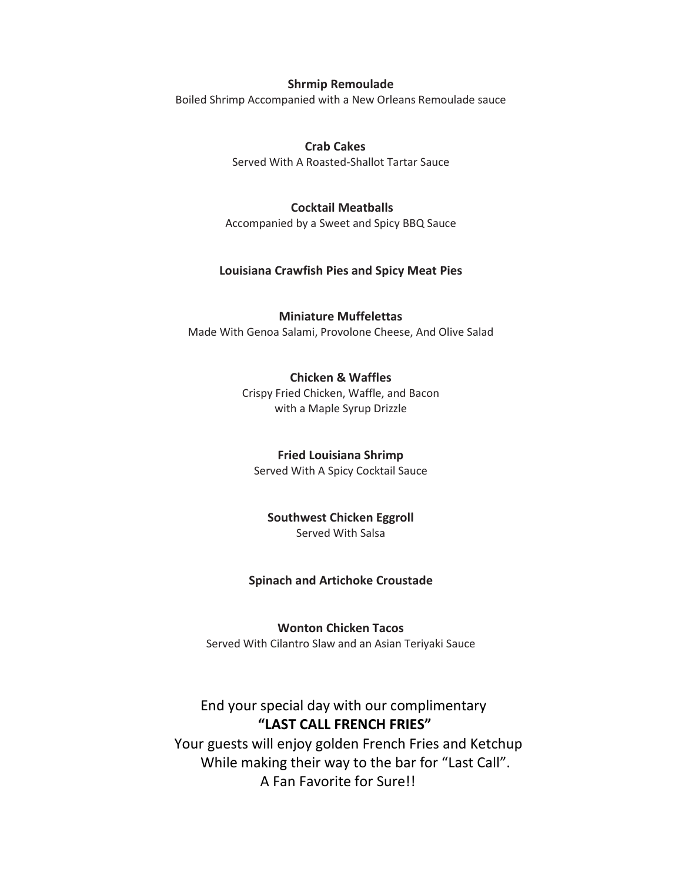**Shrmip Remoulade**
Boiled Shrimp Accompanied with a New Orleans Remoulade sauce

**Crab Cakes**
Served With A Roasted-Shallot Tartar Sauce

**Cocktail Meatballs**
Accompanied by a Sweet and Spicy BBQ Sauce

**Louisiana Crawfish Pies and Spicy Meat Pies**

**Miniature Muffelettas**
Made With Genoa Salami, Provolone Cheese, And Olive Salad

**Chicken & Waffles**
Crispy Fried Chicken, Waffle, and Bacon
with a Maple Syrup Drizzle

**Fried Louisiana Shrimp**
Served With A Spicy Cocktail Sauce

**Southwest Chicken Eggroll**
Served With Salsa

**Spinach and Artichoke Croustade**

**Wonton Chicken Tacos**
Served With Cilantro Slaw and an Asian Teriyaki Sauce

End your special day with our complimentary
**"LAST CALL FRENCH FRIES"**
Your guests will enjoy golden French Fries and Ketchup
While making their way to the bar for "Last Call".
A Fan Favorite for Sure!!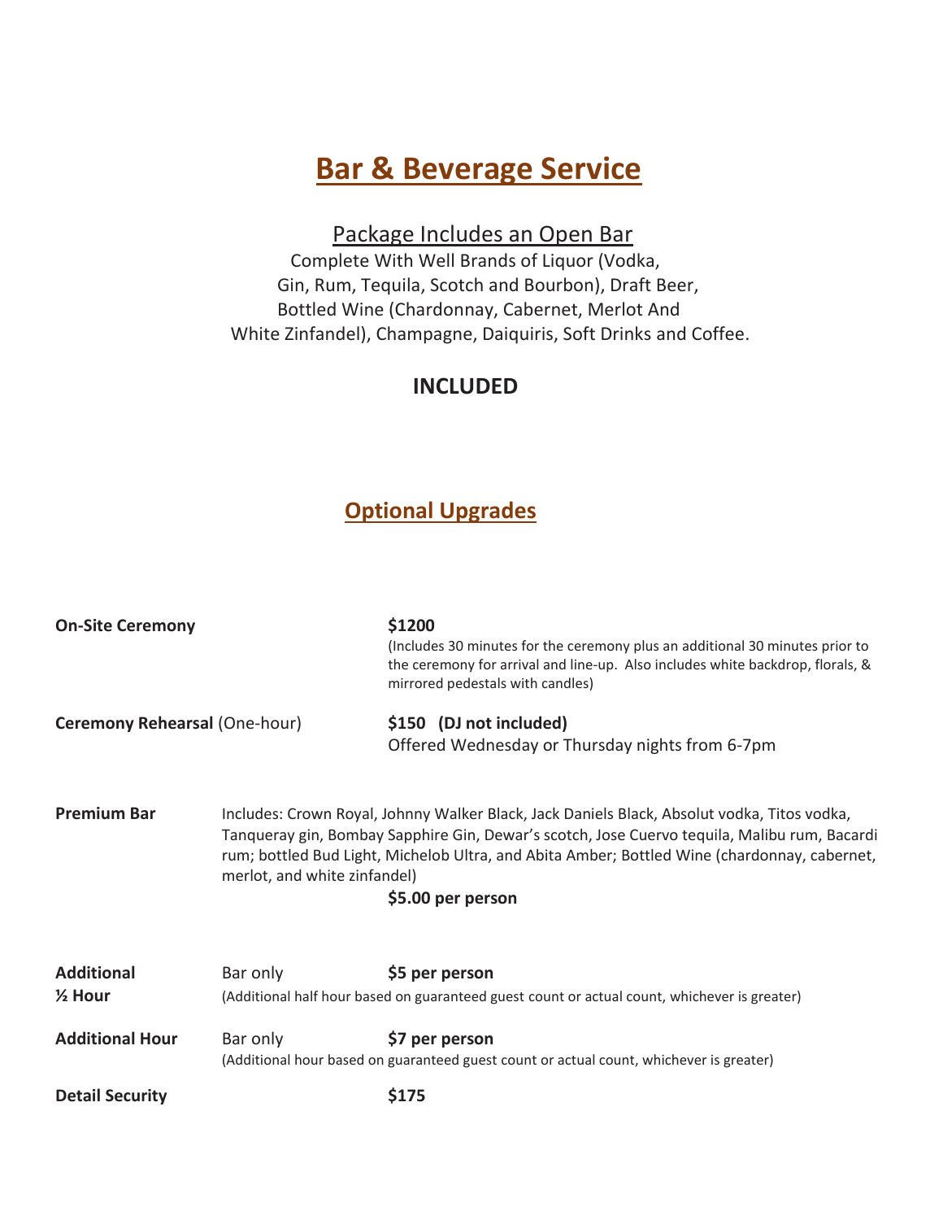# Bar & Beverage Service

## Package Includes an Open Bar

Complete With Well Brands of Liquor (Vodka, Gin, Rum, Tequila, Scotch and Bourbon), Draft Beer, Bottled Wine (Chardonnay, Cabernet, Merlot And White Zinfandel), Champagne, Daiquiris, Soft Drinks and Coffee.

**INCLUDED**

## Optional Upgrades

**On-Site Ceremony** — **$1200**
(Includes 30 minutes for the ceremony plus an additional 30 minutes prior to the ceremony for arrival and line-up. Also includes white backdrop, florals, & mirrored pedestals with candles)

**Ceremony Rehearsal** (One-hour) — **$150 (DJ not included)**
Offered Wednesday or Thursday nights from 6-7pm

**Premium Bar** — Includes: Crown Royal, Johnny Walker Black, Jack Daniels Black, Absolut vodka, Titos vodka, Tanqueray gin, Bombay Sapphire Gin, Dewar's scotch, Jose Cuervo tequila, Malibu rum, Bacardi rum; bottled Bud Light, Michelob Ultra, and Abita Amber; Bottled Wine (chardonnay, cabernet, merlot, and white zinfandel)
**$5.00 per person**

**Additional ½ Hour** — Bar only — **$5 per person**
(Additional half hour based on guaranteed guest count or actual count, whichever is greater)

**Additional Hour** — Bar only — **$7 per person**
(Additional hour based on guaranteed guest count or actual count, whichever is greater)

**Detail Security** — **$175**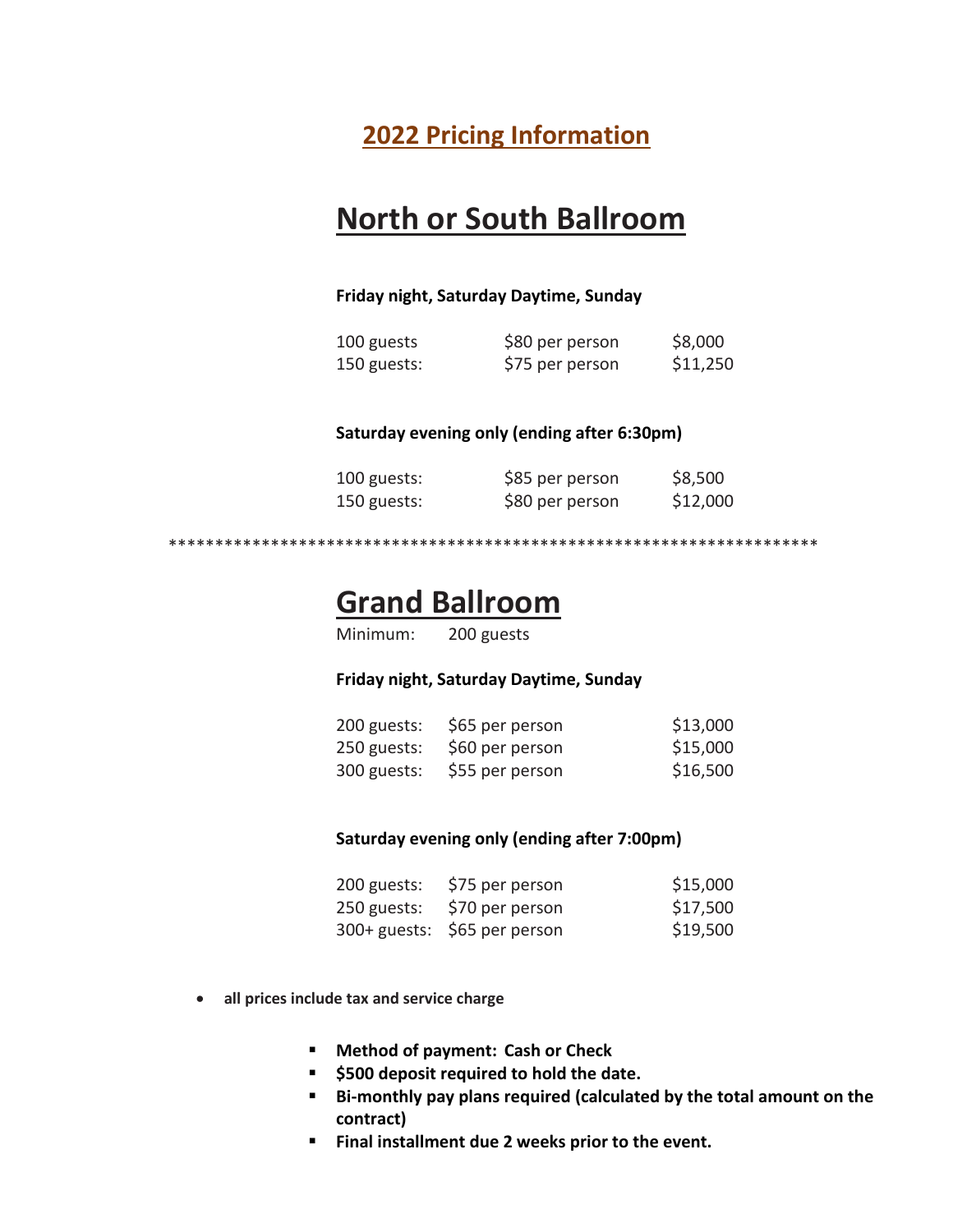## 2022 Pricing Information

# North or South Ballroom

**Friday night, Saturday Daytime, Sunday**

| | | |
|---|---|---|
| 100 guests | $80 per person | $8,000 |
| 150 guests: | $75 per person | $11,250 |

**Saturday evening only (ending after 6:30pm)**

| | | |
|---|---|---|
| 100 guests: | $85 per person | $8,500 |
| 150 guests: | $80 per person | $12,000 |

**********************************************************************

# Grand Ballroom

Minimum: 200 guests

**Friday night, Saturday Daytime, Sunday**

| | | |
|---|---|---|
| 200 guests: | $65 per person | $13,000 |
| 250 guests: | $60 per person | $15,000 |
| 300 guests: | $55 per person | $16,500 |

**Saturday evening only (ending after 7:00pm)**

| | | |
|---|---|---|
| 200 guests: | $75 per person | $15,000 |
| 250 guests: | $70 per person | $17,500 |
| 300+ guests: | $65 per person | $19,500 |

- **all prices include tax and service charge**

  - **Method of payment: Cash or Check**
  - **$500 deposit required to hold the date.**
  - **Bi-monthly pay plans required (calculated by the total amount on the contract)**
  - **Final installment due 2 weeks prior to the event.**